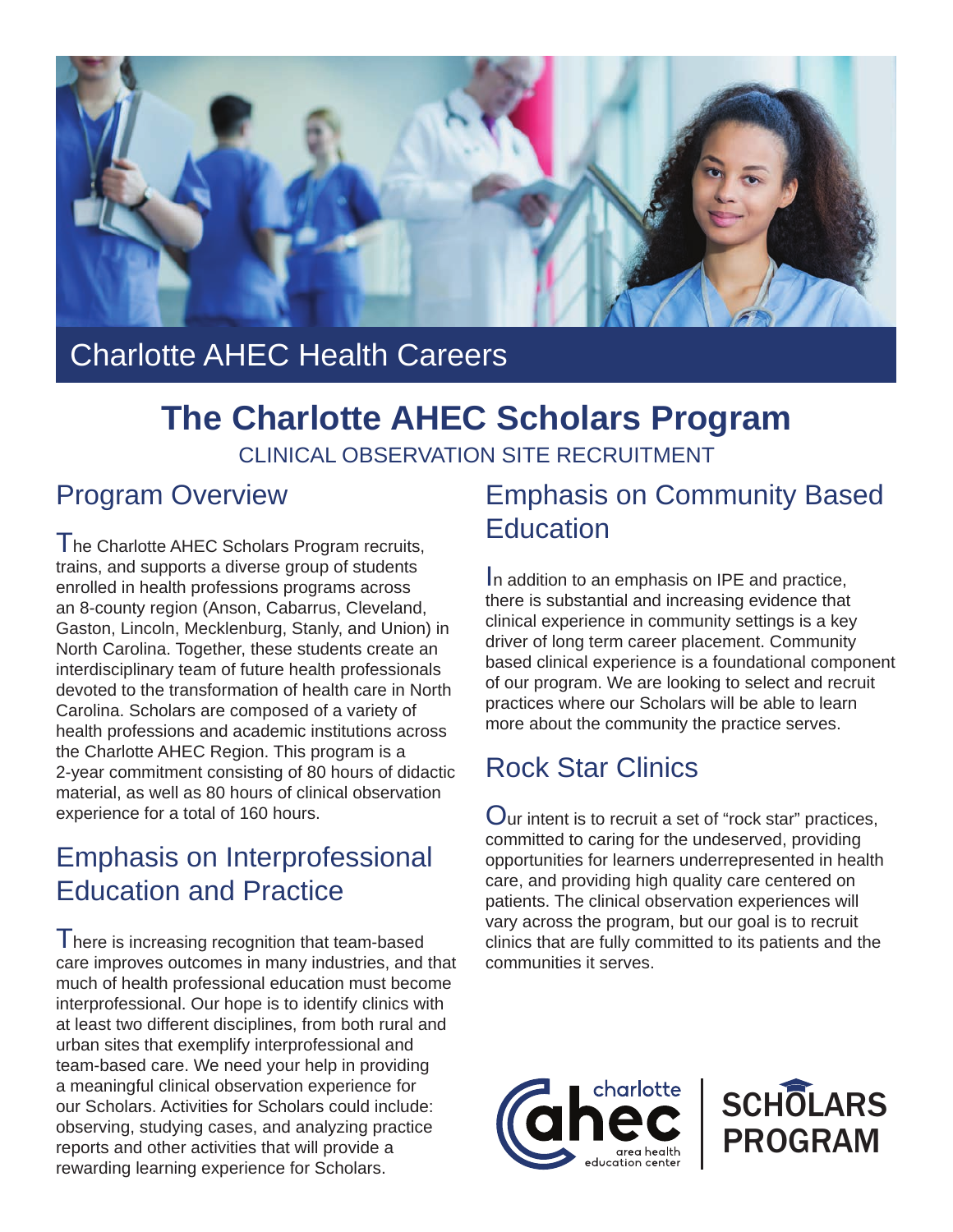Charlotte AHEC Health Careers

# The Charlotte AHEC Scholars Program

CLINICAL OBSERVATION SITE RECRUITMENT

## Program Overview

The Charlotte AHEC Scholars Program recruits, trains, and supports a diverse group of students enrolled in health professions programs across an 8-county region (Anson, Cabarrus, Cleveland, Gaston, Lincoln, Mecklenburg, Stanly, and Union) in North Carolina. Together, these students create an interdisciplinary team of future health professionals devoted to the transformation of health care in North Carolina. Scholars are composed of a variety of health professions and academic institutions across the Charlotte AHEC Region. This program is a 2-year commitment consisting of 80 hours of didactic material, as well as 80 hours of clinical observation experience for a total of 160 hours.

## Emphasis on Interprofessional Education and Practice

There is increasing recognition that team-based care improves outcomes in many industries, and that much of health professional education must become interprofessional. Our hope is to identify clinics with at least two different disciplines, from both rural and urban sites that exemplify interprofessional and team-based care. We need your help in providing a meaningful clinical observation experience for our Scholars. Activities for Scholars could include: observing, studying cases, and analyzing practice reports and other activities that will provide a rewarding learning experience for Scholars.

## Emphasis on Community Based Education

In addition to an emphasis on IPE and practice, there is substantial and increasing evidence that clinical experience in community settings is a key driver of long term career placement. Community based clinical experience is a foundational component of our program. We are looking to select and recruit practices where our Scholars will be able to learn more about the community the practice serves.

## Rock Star Clinics

Our intent is to recruit a set of "rock star" practices, committed to caring for the undeserved, providing opportunities for learners underrepresented in health care, and providing high quality care centered on patients. The clinical observation experiences will vary across the program, but our goal is to recruit clinics that are fully committed to its patients and the communities it serves.

charlotte ahec area health education center | SCHOLARS PROGRAM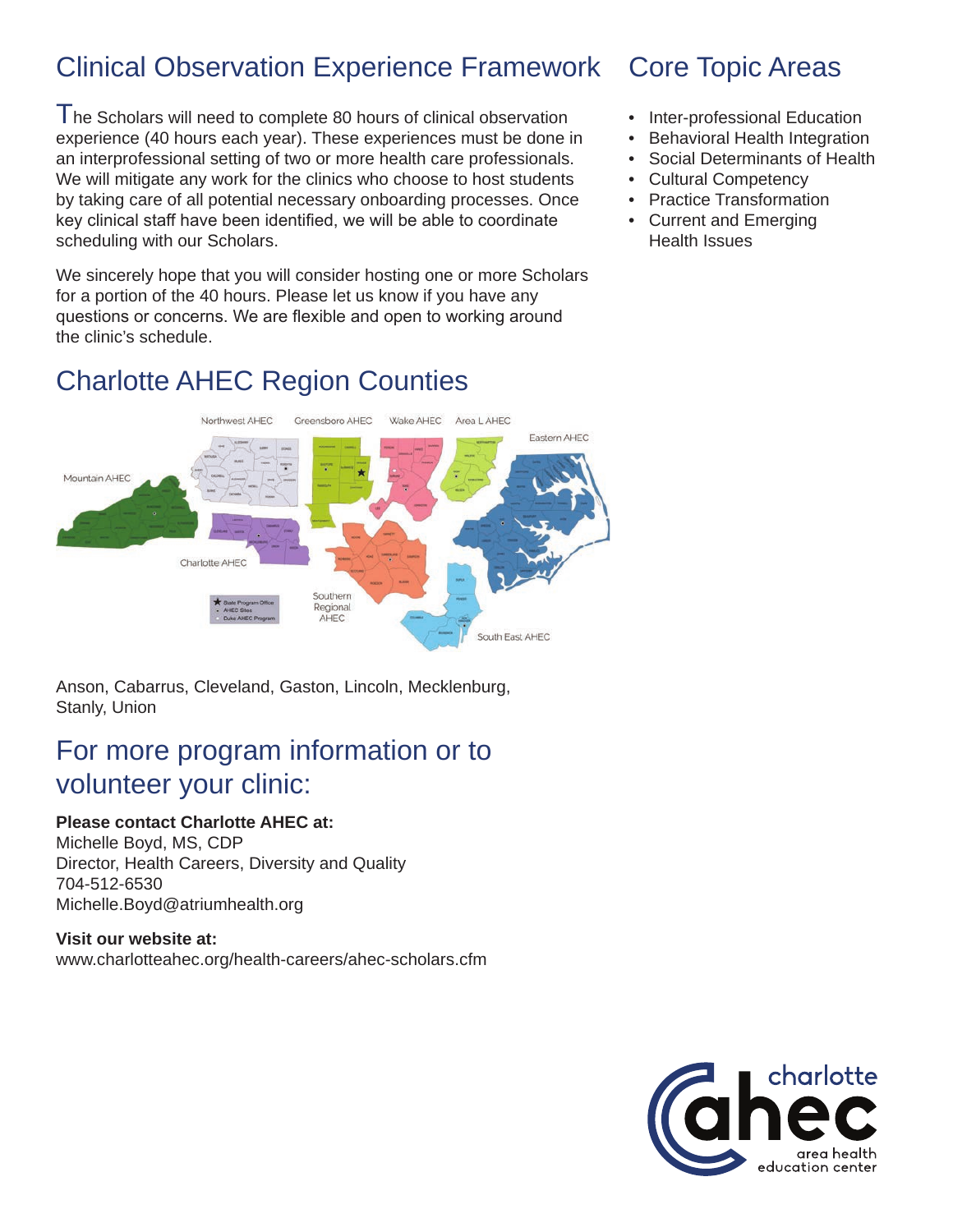## Clinical Observation Experience Framework

The Scholars will need to complete 80 hours of clinical observation experience (40 hours each year). These experiences must be done in an interprofessional setting of two or more health care professionals. We will mitigate any work for the clinics who choose to host students by taking care of all potential necessary onboarding processes. Once key clinical staff have been identified, we will be able to coordinate scheduling with our Scholars.

We sincerely hope that you will consider hosting one or more Scholars for a portion of the 40 hours. Please let us know if you have any questions or concerns. We are flexible and open to working around the clinic's schedule.

## Core Topic Areas

- Inter-professional Education
- Behavioral Health Integration
- Social Determinants of Health
- Cultural Competency
- Practice Transformation
- Current and Emerging Health Issues

## Charlotte AHEC Region Counties

Northwest AHEC
Greensboro AHEC
Wake AHEC
Area L AHEC
Eastern AHEC
Mountain AHEC
Charlotte AHEC
Southern Regional AHEC
South East AHEC
State Program Office
AHEC Sites
Duke AHEC Program

Anson, Cabarrus, Cleveland, Gaston, Lincoln, Mecklenburg, Stanly, Union

## For more program information or to volunteer your clinic:

**Please contact Charlotte AHEC at:**
Michelle Boyd, MS, CDP
Director, Health Careers, Diversity and Quality
704-512-6530
Michelle.Boyd@atriumhealth.org

**Visit our website at:**
www.charlotteahec.org/health-careers/ahec-scholars.cfm

charlotte ahec area health education center